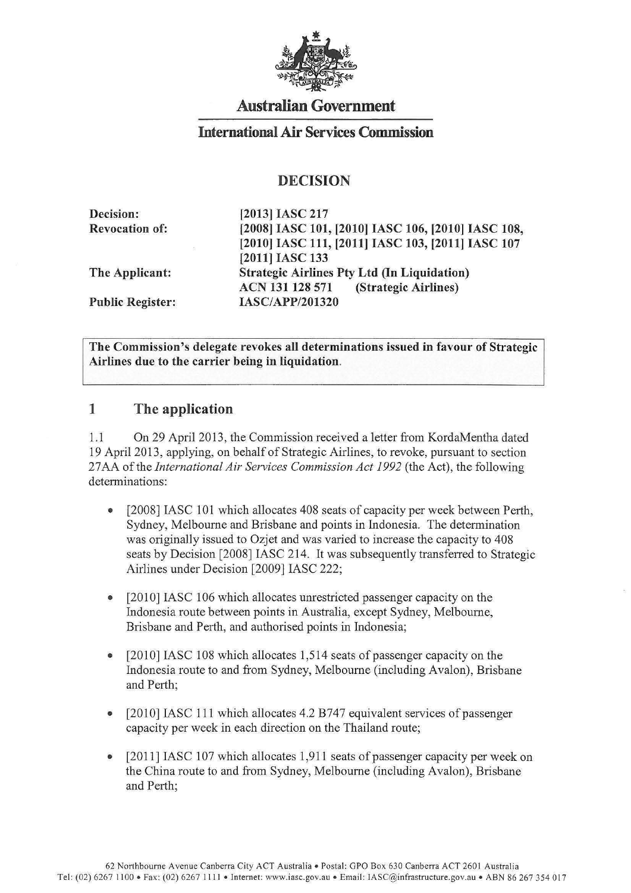**Australian Government**

**International Air Services Commission**

# DECISION

| | |
|---|---|
| **Decision:** | **[2013] IASC 217** |
| **Revocation of:** | **[2008] IASC 101, [2010] IASC 106, [2010] IASC 108, [2010] IASC 111, [2011] IASC 103, [2011] IASC 107 [2011] IASC 133** |
| **The Applicant:** | **Strategic Airlines Pty Ltd (In Liquidation) ACN 131 128 571 (Strategic Airlines)** |
| **Public Register:** | **IASC/APP/201320** |

**The Commission's delegate revokes all determinations issued in favour of Strategic Airlines due to the carrier being in liquidation.**

## 1 The application

1.1 On 29 April 2013, the Commission received a letter from KordaMentha dated 19 April 2013, applying, on behalf of Strategic Airlines, to revoke, pursuant to section 27AA of the *International Air Services Commission Act 1992* (the Act), the following determinations:

- [2008] IASC 101 which allocates 408 seats of capacity per week between Perth, Sydney, Melbourne and Brisbane and points in Indonesia. The determination was originally issued to Ozjet and was varied to increase the capacity to 408 seats by Decision [2008] IASC 214. It was subsequently transferred to Strategic Airlines under Decision [2009] IASC 222;
- [2010] IASC 106 which allocates unrestricted passenger capacity on the Indonesia route between points in Australia, except Sydney, Melbourne, Brisbane and Perth, and authorised points in Indonesia;
- [2010] IASC 108 which allocates 1,514 seats of passenger capacity on the Indonesia route to and from Sydney, Melbourne (including Avalon), Brisbane and Perth;
- [2010] IASC 111 which allocates 4.2 B747 equivalent services of passenger capacity per week in each direction on the Thailand route;
- [2011] IASC 107 which allocates 1,911 seats of passenger capacity per week on the China route to and from Sydney, Melbourne (including Avalon), Brisbane and Perth;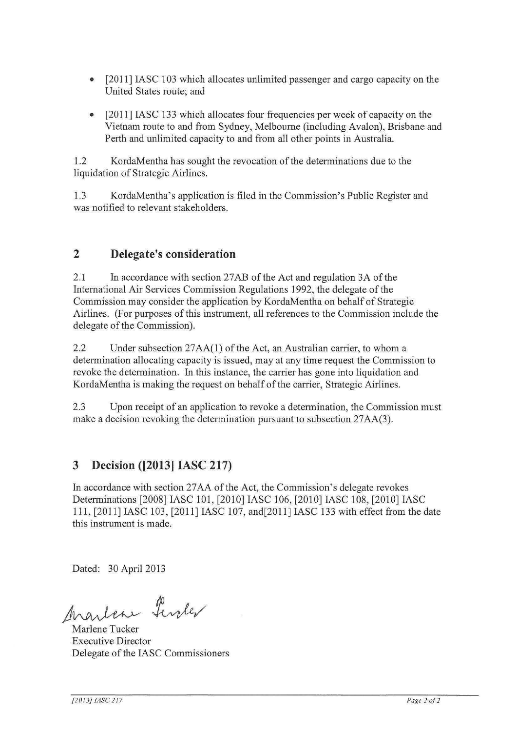- [2011] IASC 103 which allocates unlimited passenger and cargo capacity on the United States route; and
- [2011] IASC 133 which allocates four frequencies per week of capacity on the Vietnam route to and from Sydney, Melbourne (including Avalon), Brisbane and Perth and unlimited capacity to and from all other points in Australia.

1.2 KordaMentha has sought the revocation of the determinations due to the liquidation of Strategic Airlines.

1.3 KordaMentha's application is filed in the Commission's Public Register and was notified to relevant stakeholders.

## 2 Delegate's consideration

2.1 In accordance with section 27AB of the Act and regulation 3A of the International Air Services Commission Regulations 1992, the delegate of the Commission may consider the application by KordaMentha on behalf of Strategic Airlines. (For purposes of this instrument, all references to the Commission include the delegate of the Commission).

2.2 Under subsection 27AA(1) of the Act, an Australian carrier, to whom a determination allocating capacity is issued, may at any time request the Commission to revoke the determination. In this instance, the carrier has gone into liquidation and KordaMentha is making the request on behalf of the carrier, Strategic Airlines.

2.3 Upon receipt of an application to revoke a determination, the Commission must make a decision revoking the determination pursuant to subsection 27AA(3).

## 3 Decision ([2013] IASC 217)

In accordance with section 27AA of the Act, the Commission's delegate revokes Determinations [2008] IASC 101, [2010] IASC 106, [2010] IASC 108, [2010] IASC 111, [2011] IASC 103, [2011] IASC 107, and[2011] IASC 133 with effect from the date this instrument is made.

Dated: 30 April 2013

Marlene Tucker
Executive Director
Delegate of the IASC Commissioners